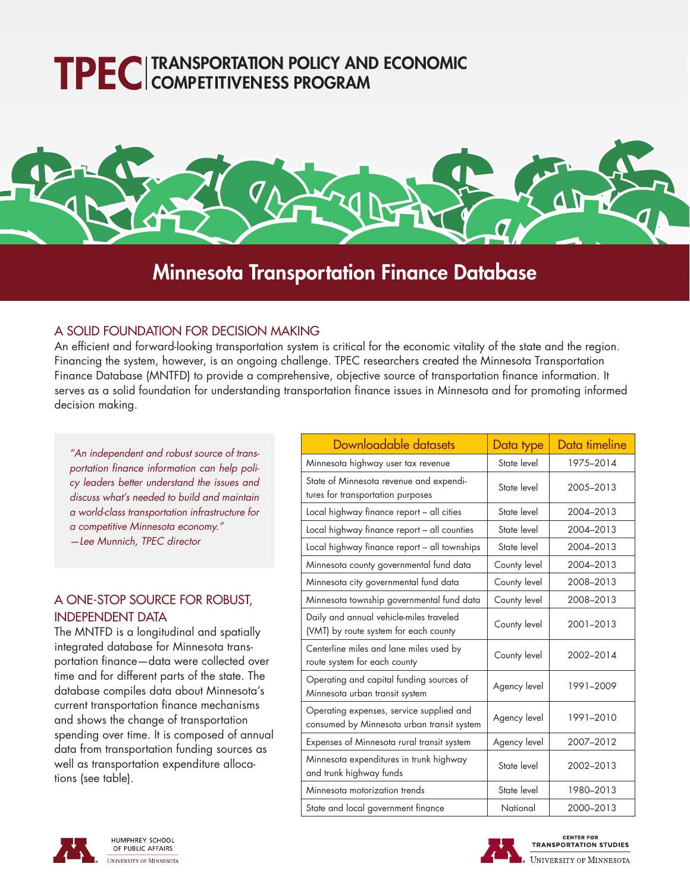# TPEC | TRANSPORTATION POLICY AND ECONOMIC COMPETITIVENESS PROGRAM

## Minnesota Transportation Finance Database

### A SOLID FOUNDATION FOR DECISION MAKING

An efficient and forward-looking transportation system is critical for the economic vitality of the state and the region. Financing the system, however, is an ongoing challenge. TPEC researchers created the Minnesota Transportation Finance Database (MNTFD) to provide a comprehensive, objective source of transportation finance information. It serves as a solid foundation for understanding transportation finance issues in Minnesota and for promoting informed decision making.

*"An independent and robust source of transportation finance information can help policy leaders better understand the issues and discuss what's needed to build and maintain a world-class transportation infrastructure for a competitive Minnesota economy."*
*—Lee Munnich, TPEC director*

### A ONE-STOP SOURCE FOR ROBUST, INDEPENDENT DATA

The MNTFD is a longitudinal and spatially integrated database for Minnesota transportation finance—data were collected over time and for different parts of the state. The database compiles data about Minnesota's current transportation finance mechanisms and shows the change of transportation spending over time. It is composed of annual data from transportation funding sources as well as transportation expenditure allocations (see table).

| Downloadable datasets | Data type | Data timeline |
|---|---|---|
| Minnesota highway user tax revenue | State level | 1975–2014 |
| State of Minnesota revenue and expenditures for transportation purposes | State level | 2005–2013 |
| Local highway finance report – all cities | State level | 2004–2013 |
| Local highway finance report – all counties | State level | 2004–2013 |
| Local highway finance report – all townships | State level | 2004–2013 |
| Minnesota county governmental fund data | County level | 2004–2013 |
| Minnesota city governmental fund data | County level | 2008–2013 |
| Minnesota township governmental fund data | County level | 2008–2013 |
| Daily and annual vehicle-miles traveled (VMT) by route system for each county | County level | 2001–2013 |
| Centerline miles and lane miles used by route system for each county | County level | 2002–2014 |
| Operating and capital funding sources of Minnesota urban transit system | Agency level | 1991–2009 |
| Operating expenses, service supplied and consumed by Minnesota urban transit system | Agency level | 1991–2010 |
| Expenses of Minnesota rural transit system | Agency level | 2007–2012 |
| Minnesota expenditures in trunk highway and trunk highway funds | State level | 2002–2013 |
| Minnesota motorization trends | State level | 1980–2013 |
| State and local government finance | National | 2000–2013 |

HUMPHREY SCHOOL OF PUBLIC AFFAIRS
UNIVERSITY OF MINNESOTA

CENTER FOR TRANSPORTATION STUDIES
UNIVERSITY OF MINNESOTA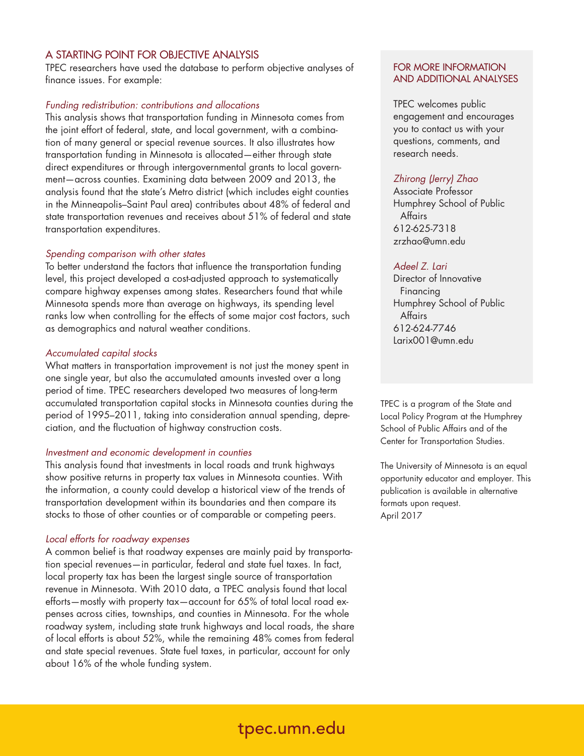## A STARTING POINT FOR OBJECTIVE ANALYSIS

TPEC researchers have used the database to perform objective analyses of finance issues. For example:

*Funding redistribution: contributions and allocations*

This analysis shows that transportation funding in Minnesota comes from the joint effort of federal, state, and local government, with a combination of many general or special revenue sources. It also illustrates how transportation funding in Minnesota is allocated—either through state direct expenditures or through intergovernmental grants to local government—across counties. Examining data between 2009 and 2013, the analysis found that the state's Metro district (which includes eight counties in the Minneapolis–Saint Paul area) contributes about 48% of federal and state transportation revenues and receives about 51% of federal and state transportation expenditures.

*Spending comparison with other states*

To better understand the factors that influence the transportation funding level, this project developed a cost-adjusted approach to systematically compare highway expenses among states. Researchers found that while Minnesota spends more than average on highways, its spending level ranks low when controlling for the effects of some major cost factors, such as demographics and natural weather conditions.

*Accumulated capital stocks*

What matters in transportation improvement is not just the money spent in one single year, but also the accumulated amounts invested over a long period of time. TPEC researchers developed two measures of long-term accumulated transportation capital stocks in Minnesota counties during the period of 1995–2011, taking into consideration annual spending, depreciation, and the fluctuation of highway construction costs.

*Investment and economic development in counties*

This analysis found that investments in local roads and trunk highways show positive returns in property tax values in Minnesota counties. With the information, a county could develop a historical view of the trends of transportation development within its boundaries and then compare its stocks to those of other counties or of comparable or competing peers.

*Local efforts for roadway expenses*

A common belief is that roadway expenses are mainly paid by transportation special revenues—in particular, federal and state fuel taxes. In fact, local property tax has been the largest single source of transportation revenue in Minnesota. With 2010 data, a TPEC analysis found that local efforts—mostly with property tax—account for 65% of total local road expenses across cities, townships, and counties in Minnesota. For the whole roadway system, including state trunk highways and local roads, the share of local efforts is about 52%, while the remaining 48% comes from federal and state special revenues. State fuel taxes, in particular, account for only about 16% of the whole funding system.

## FOR MORE INFORMATION AND ADDITIONAL ANALYSES

TPEC welcomes public engagement and encourages you to contact us with your questions, comments, and research needs.

*Zhirong (Jerry) Zhao*
Associate Professor
Humphrey School of Public Affairs
612-625-7318
zrzhao@umn.edu

*Adeel Z. Lari*
Director of Innovative Financing
Humphrey School of Public Affairs
612-624-7746
Larix001@umn.edu

TPEC is a program of the State and Local Policy Program at the Humphrey School of Public Affairs and of the Center for Transportation Studies.

The University of Minnesota is an equal opportunity educator and employer. This publication is available in alternative formats upon request.
April 2017

tpec.umn.edu